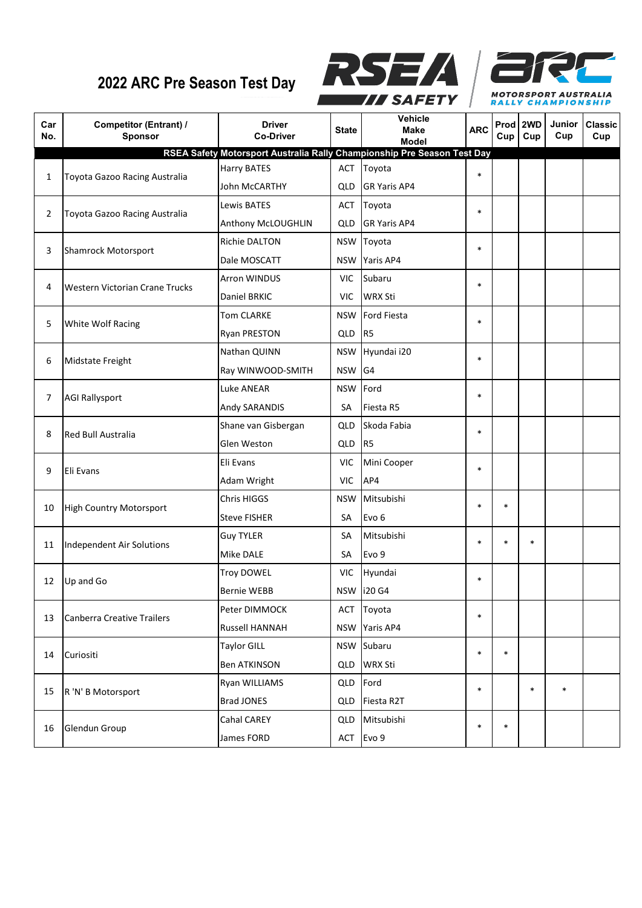# 2022 ARC Pre Season Test Day

| Car No. | Competitor (Entrant) / Sponsor | Driver / Co-Driver | State | Vehicle Make / Model | ARC | Prod Cup | 2WD Cup | Junior Cup | Classic Cup |
|---|---|---|---|---|---|---|---|---|---|
| | | **RSEA Safety Motorsport Australia Rally Championship Pre Season Test Day** | | | | | | | |
| 1 | Toyota Gazoo Racing Australia | Harry BATES | ACT | Toyota | * | | | | |
| | | John McCARTHY | QLD | GR Yaris AP4 | | | | | |
| 2 | Toyota Gazoo Racing Australia | Lewis BATES | ACT | Toyota | * | | | | |
| | | Anthony McLOUGHLIN | QLD | GR Yaris AP4 | | | | | |
| 3 | Shamrock Motorsport | Richie DALTON | NSW | Toyota | * | | | | |
| | | Dale MOSCATT | NSW | Yaris AP4 | | | | | |
| 4 | Western Victorian Crane Trucks | Arron WINDUS | VIC | Subaru | * | | | | |
| | | Daniel BRKIC | VIC | WRX Sti | | | | | |
| 5 | White Wolf Racing | Tom CLARKE | NSW | Ford Fiesta | * | | | | |
| | | Ryan PRESTON | QLD | R5 | | | | | |
| 6 | Midstate Freight | Nathan QUINN | NSW | Hyundai i20 | * | | | | |
| | | Ray WINWOOD-SMITH | NSW | G4 | | | | | |
| 7 | AGI Rallysport | Luke ANEAR | NSW | Ford | * | | | | |
| | | Andy SARANDIS | SA | Fiesta R5 | | | | | |
| 8 | Red Bull Australia | Shane van Gisbergan | QLD | Skoda Fabia | * | | | | |
| | | Glen Weston | QLD | R5 | | | | | |
| 9 | Eli Evans | Eli Evans | VIC | Mini Cooper | * | | | | |
| | | Adam Wright | VIC | AP4 | | | | | |
| 10 | High Country Motorsport | Chris HIGGS | NSW | Mitsubishi | * | * | | | |
| | | Steve FISHER | SA | Evo 6 | | | | | |
| 11 | Independent Air Solutions | Guy TYLER | SA | Mitsubishi | * | * | * | | |
| | | Mike DALE | SA | Evo 9 | | | | | |
| 12 | Up and Go | Troy DOWEL | VIC | Hyundai | * | | | | |
| | | Bernie WEBB | NSW | i20 G4 | | | | | |
| 13 | Canberra Creative Trailers | Peter DIMMOCK | ACT | Toyota | * | | | | |
| | | Russell HANNAH | NSW | Yaris AP4 | | | | | |
| 14 | Curiositi | Taylor GILL | NSW | Subaru | * | * | | | |
| | | Ben ATKINSON | QLD | WRX Sti | | | | | |
| 15 | R 'N' B Motorsport | Ryan WILLIAMS | QLD | Ford | * | | * | * | |
| | | Brad JONES | QLD | Fiesta R2T | | | | | |
| 16 | Glendun Group | Cahal CAREY | QLD | Mitsubishi | * | * | | | |
| | | James FORD | ACT | Evo 9 | | | | | |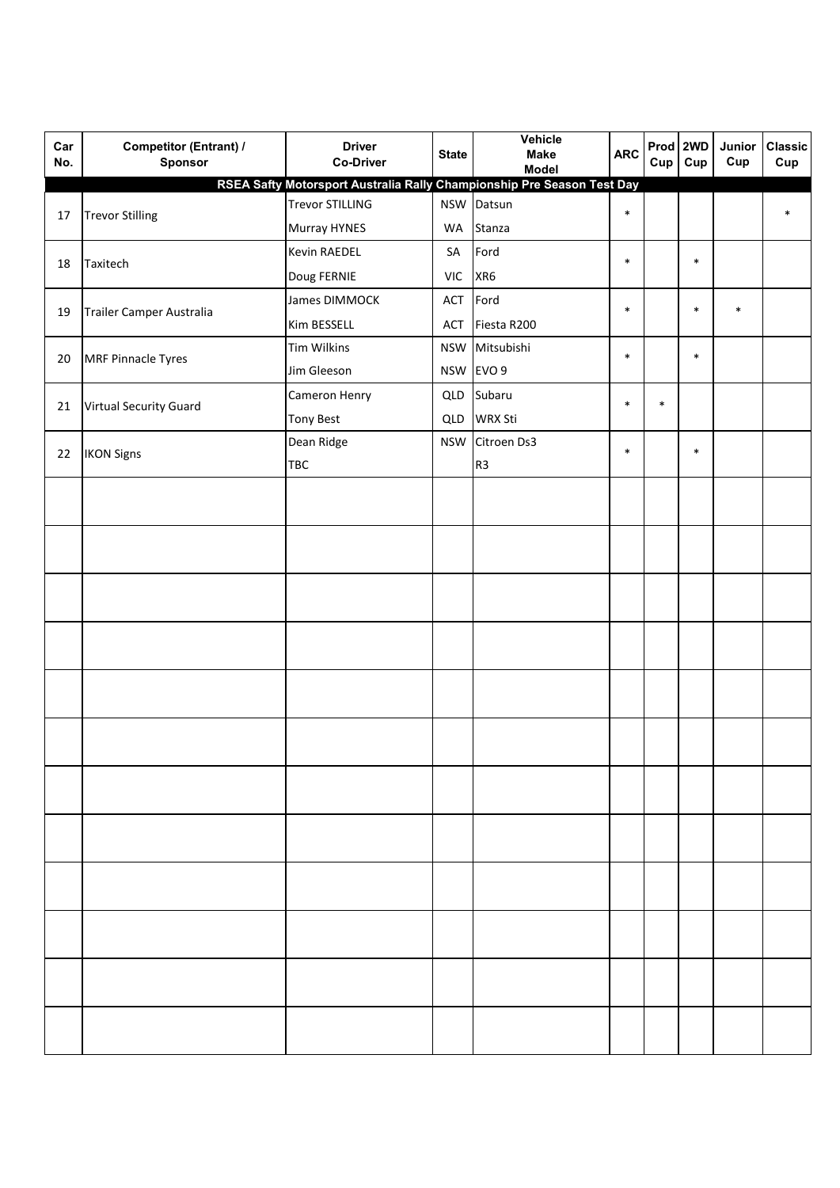| Car No. | Competitor (Entrant) / Sponsor | Driver Co-Driver | State | Vehicle Make Model | ARC | Prod Cup | 2WD Cup | Junior Cup | Classic Cup |
|---|---|---|---|---|---|---|---|---|---|
| RSEA Safty Motorsport Australia Rally Championship Pre Season Test Day | | | | | | | | | |
| 17 | Trevor Stilling | Trevor STILLING | NSW | Datsun | * | | | | * |
| | | Murray HYNES | WA | Stanza | | | | | |
| 18 | Taxitech | Kevin RAEDEL | SA | Ford | * | | * | | |
| | | Doug FERNIE | VIC | XR6 | | | | | |
| 19 | Trailer Camper Australia | James DIMMOCK | ACT | Ford | * | | * | * | |
| | | Kim BESSELL | ACT | Fiesta R200 | | | | | |
| 20 | MRF Pinnacle Tyres | Tim Wilkins | NSW | Mitsubishi | * | | * | | |
| | | Jim Gleeson | NSW | EVO 9 | | | | | |
| 21 | Virtual Security Guard | Cameron Henry | QLD | Subaru | * | * | | | |
| | | Tony Best | QLD | WRX Sti | | | | | |
| 22 | IKON Signs | Dean Ridge | NSW | Citroen Ds3 | * | | * | | |
| | | TBC | | R3 | | | | | |